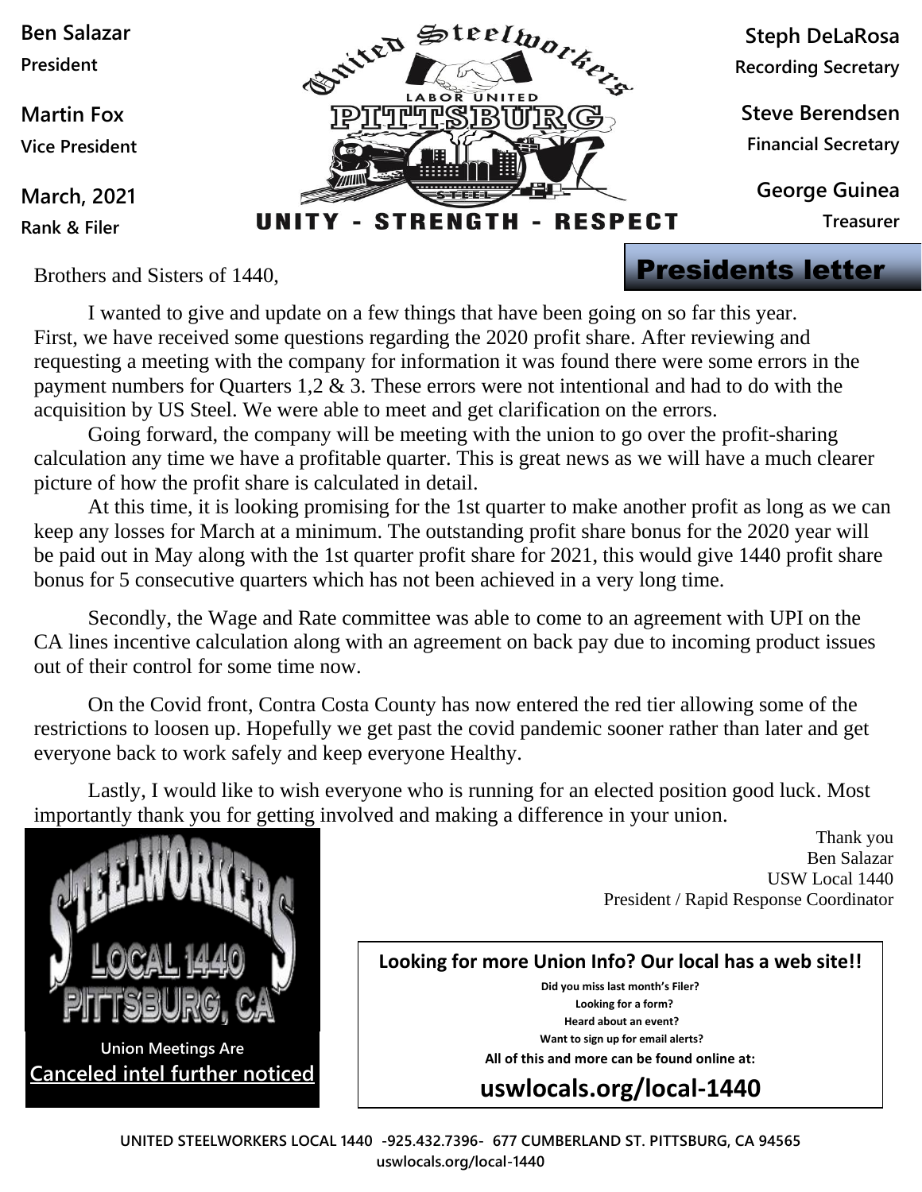**Ben Salazar**
President

**Martin Fox**
Vice President

**March, 2021**
**Rank & Filer**

United Steelworkers
LABOR UNITED
PITTSBURG
STEEL

**UNITY - STRENGTH - RESPECT**

**Steph DeLaRosa**
Recording Secretary

**Steve Berendsen**
Financial Secretary

**George Guinea**
Treasurer

## Presidents letter

Brothers and Sisters of 1440,

I wanted to give and update on a few things that have been going on so far this year. First, we have received some questions regarding the 2020 profit share. After reviewing and requesting a meeting with the company for information it was found there were some errors in the payment numbers for Quarters 1,2 & 3. These errors were not intentional and had to do with the acquisition by US Steel. We were able to meet and get clarification on the errors.

Going forward, the company will be meeting with the union to go over the profit-sharing calculation any time we have a profitable quarter. This is great news as we will have a much clearer picture of how the profit share is calculated in detail.

At this time, it is looking promising for the 1st quarter to make another profit as long as we can keep any losses for March at a minimum. The outstanding profit share bonus for the 2020 year will be paid out in May along with the 1st quarter profit share for 2021, this would give 1440 profit share bonus for 5 consecutive quarters which has not been achieved in a very long time.

Secondly, the Wage and Rate committee was able to come to an agreement with UPI on the CA lines incentive calculation along with an agreement on back pay due to incoming product issues out of their control for some time now.

On the Covid front, Contra Costa County has now entered the red tier allowing some of the restrictions to loosen up. Hopefully we get past the covid pandemic sooner rather than later and get everyone back to work safely and keep everyone Healthy.

Lastly, I would like to wish everyone who is running for an elected position good luck. Most importantly thank you for getting involved and making a difference in your union.

Thank you
Ben Salazar
USW Local 1440
President / Rapid Response Coordinator

STEELWORKERS
LOCAL 1440
PITTSBURG, CA

Union Meetings Are
Canceled intel further noticed

**Looking for more Union Info? Our local has a web site!!**

Did you miss last month's Filer?
Looking for a form?
Heard about an event?
Want to sign up for email alerts?
All of this and more can be found online at:

**uswlocals.org/local-1440**

UNITED STEELWORKERS LOCAL 1440 -925.432.7396- 677 CUMBERLAND ST. PITTSBURG, CA 94565
uswlocals.org/local-1440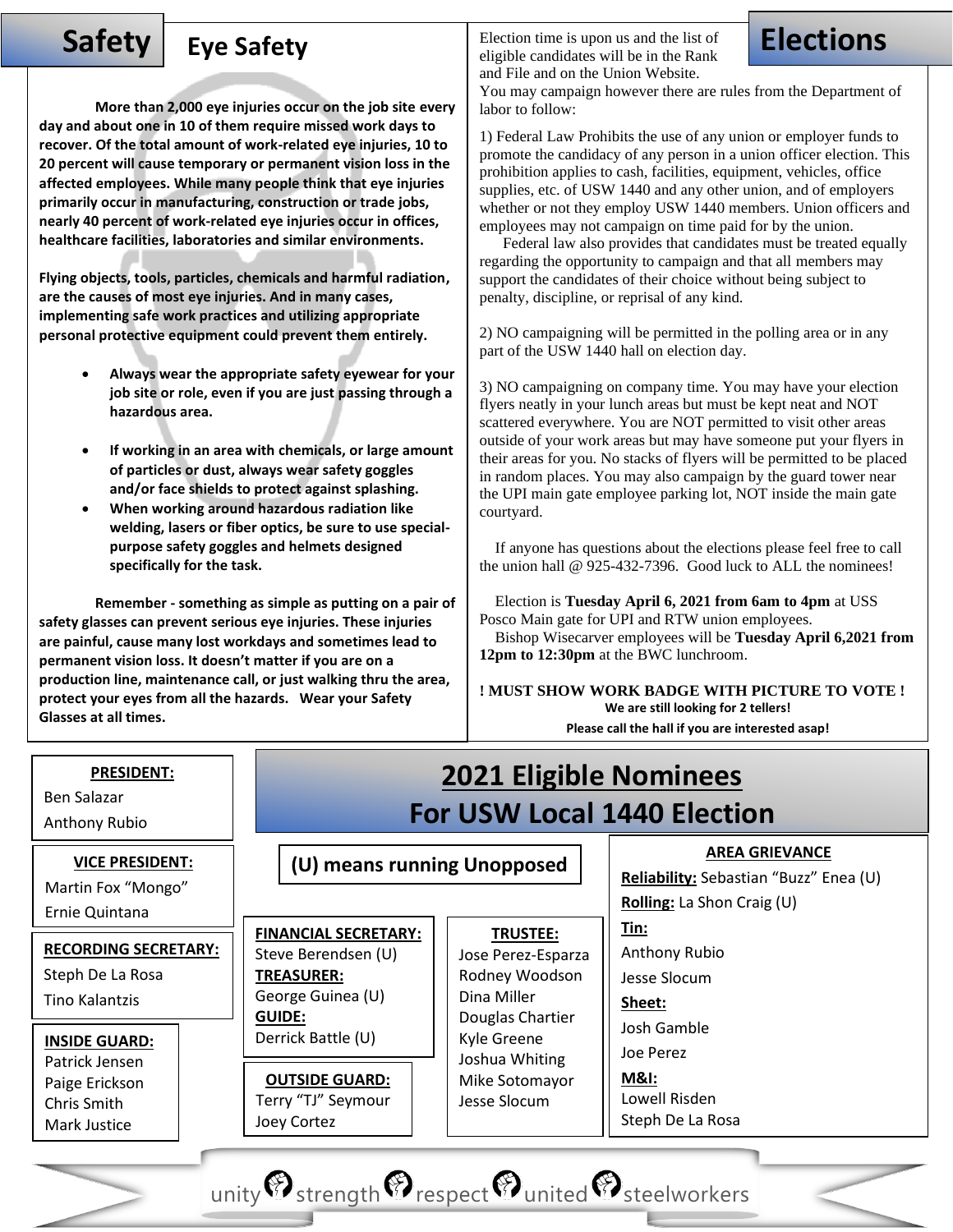# Safety

## Eye Safety

**More than 2,000 eye injuries occur on the job site every day and about one in 10 of them require missed work days to recover. Of the total amount of work-related eye injuries, 10 to 20 percent will cause temporary or permanent vision loss in the affected employees. While many people think that eye injuries primarily occur in manufacturing, construction or trade jobs, nearly 40 percent of work-related eye injuries occur in offices, healthcare facilities, laboratories and similar environments.**

**Flying objects, tools, particles, chemicals and harmful radiation, are the causes of most eye injuries. And in many cases, implementing safe work practices and utilizing appropriate personal protective equipment could prevent them entirely.**

- **Always wear the appropriate safety eyewear for your job site or role, even if you are just passing through a hazardous area.**
- **If working in an area with chemicals, or large amount of particles or dust, always wear safety goggles and/or face shields to protect against splashing.**
- **When working around hazardous radiation like welding, lasers or fiber optics, be sure to use special-purpose safety goggles and helmets designed specifically for the task.**

**Remember - something as simple as putting on a pair of safety glasses can prevent serious eye injuries. These injuries are painful, cause many lost workdays and sometimes lead to permanent vision loss. It doesn't matter if you are on a production line, maintenance call, or just walking thru the area, protect your eyes from all the hazards. Wear your Safety Glasses at all times.**

# Elections

Election time is upon us and the list of eligible candidates will be in the Rank and File and on the Union Website.
You may campaign however there are rules from the Department of labor to follow:

1) Federal Law Prohibits the use of any union or employer funds to promote the candidacy of any person in a union officer election. This prohibition applies to cash, facilities, equipment, vehicles, office supplies, etc. of USW 1440 and any other union, and of employers whether or not they employ USW 1440 members. Union officers and employees may not campaign on time paid for by the union.
Federal law also provides that candidates must be treated equally regarding the opportunity to campaign and that all members may support the candidates of their choice without being subject to penalty, discipline, or reprisal of any kind.

2) NO campaigning will be permitted in the polling area or in any part of the USW 1440 hall on election day.

3) NO campaigning on company time. You may have your election flyers neatly in your lunch areas but must be kept neat and NOT scattered everywhere. You are NOT permitted to visit other areas outside of your work areas but may have someone put your flyers in their areas for you. No stacks of flyers will be permitted to be placed in random places. You may also campaign by the guard tower near the UPI main gate employee parking lot, NOT inside the main gate courtyard.

If anyone has questions about the elections please feel free to call the union hall @ 925-432-7396. Good luck to ALL the nominees!

Election is **Tuesday April 6, 2021 from 6am to 4pm** at USS Posco Main gate for UPI and RTW union employees.
Bishop Wisecarver employees will be **Tuesday April 6,2021 from 12pm to 12:30pm** at the BWC lunchroom.

**! MUST SHOW WORK BADGE WITH PICTURE TO VOTE !**

**We are still looking for 2 tellers!**

**Please call the hall if you are interested asap!**

# 2021 Eligible Nominees For USW Local 1440 Election

**(U) means running Unopposed**

**PRESIDENT:**
Ben Salazar
Anthony Rubio

**VICE PRESIDENT:**
Martin Fox "Mongo"
Ernie Quintana

**RECORDING SECRETARY:**
Steph De La Rosa
Tino Kalantzis

**INSIDE GUARD:**
Patrick Jensen
Paige Erickson
Chris Smith
Mark Justice

**FINANCIAL SECRETARY:**
Steve Berendsen (U)

**TREASURER:**
George Guinea (U)

**GUIDE:**
Derrick Battle (U)

**OUTSIDE GUARD:**
Terry "TJ" Seymour
Joey Cortez

**TRUSTEE:**
Jose Perez-Esparza
Rodney Woodson
Dina Miller
Douglas Chartier
Kyle Greene
Joshua Whiting
Mike Sotomayor
Jesse Slocum

**AREA GRIEVANCE**

**Reliability:** Sebastian "Buzz" Enea (U)

**Rolling:** La Shon Craig (U)

**Tin:**
Anthony Rubio
Jesse Slocum

**Sheet:**
Josh Gamble
Joe Perez

**M&I:**
Lowell Risden
Steph De La Rosa

unity strength respect united steelworkers